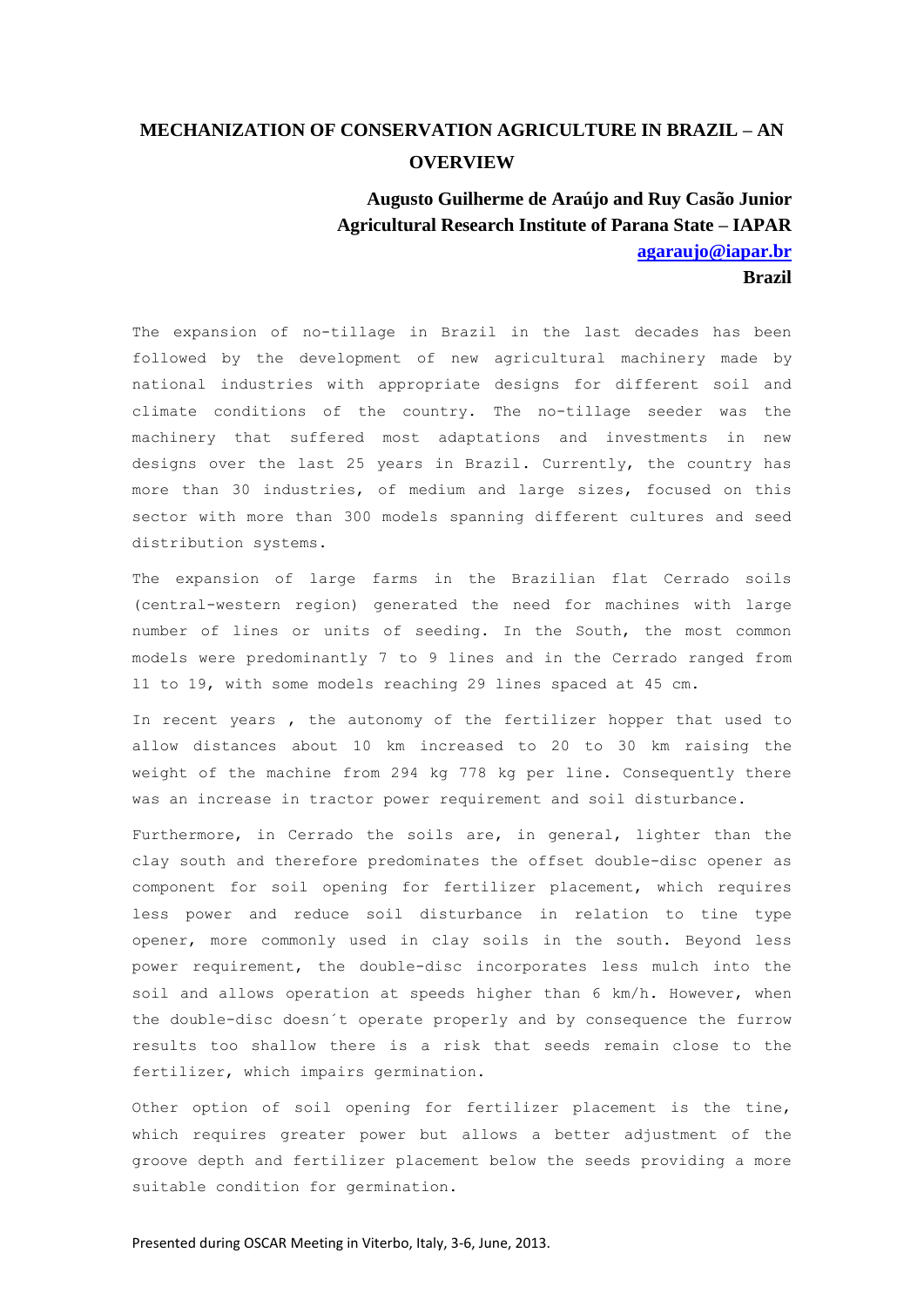# MECHANIZATION OF CONSERVATION AGRICULTURE IN BRAZIL – AN OVERVIEW

**Augusto Guilherme de Araújo and Ruy Casão Junior**
**Agricultural Research Institute of Parana State – IAPAR**
**agaraujo@iapar.br**
**Brazil**

The expansion of no-tillage in Brazil in the last decades has been followed by the development of new agricultural machinery made by national industries with appropriate designs for different soil and climate conditions of the country. The no-tillage seeder was the machinery that suffered most adaptations and investments in new designs over the last 25 years in Brazil. Currently, the country has more than 30 industries, of medium and large sizes, focused on this sector with more than 300 models spanning different cultures and seed distribution systems.

The expansion of large farms in the Brazilian flat Cerrado soils (central-western region) generated the need for machines with large number of lines or units of seeding. In the South, the most common models were predominantly 7 to 9 lines and in the Cerrado ranged from 11 to 19, with some models reaching 29 lines spaced at 45 cm.

In recent years , the autonomy of the fertilizer hopper that used to allow distances about 10 km increased to 20 to 30 km raising the weight of the machine from 294 kg 778 kg per line. Consequently there was an increase in tractor power requirement and soil disturbance.

Furthermore, in Cerrado the soils are, in general, lighter than the clay south and therefore predominates the offset double-disc opener as component for soil opening for fertilizer placement, which requires less power and reduce soil disturbance in relation to tine type opener, more commonly used in clay soils in the south. Beyond less power requirement, the double-disc incorporates less mulch into the soil and allows operation at speeds higher than 6 km/h. However, when the double-disc doesn´t operate properly and by consequence the furrow results too shallow there is a risk that seeds remain close to the fertilizer, which impairs germination.

Other option of soil opening for fertilizer placement is the tine, which requires greater power but allows a better adjustment of the groove depth and fertilizer placement below the seeds providing a more suitable condition for germination.

Presented during OSCAR Meeting in Viterbo, Italy, 3-6, June, 2013.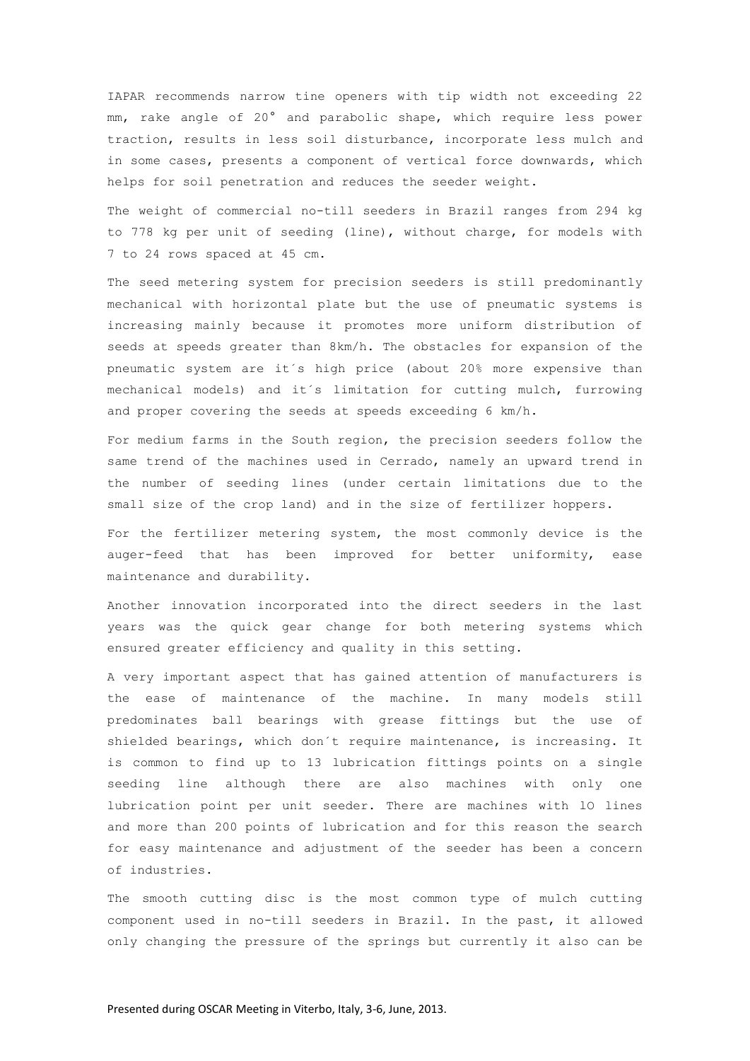IAPAR recommends narrow tine openers with tip width not exceeding 22 mm, rake angle of 20° and parabolic shape, which require less power traction, results in less soil disturbance, incorporate less mulch and in some cases, presents a component of vertical force downwards, which helps for soil penetration and reduces the seeder weight.

The weight of commercial no-till seeders in Brazil ranges from 294 kg to 778 kg per unit of seeding (line), without charge, for models with 7 to 24 rows spaced at 45 cm.

The seed metering system for precision seeders is still predominantly mechanical with horizontal plate but the use of pneumatic systems is increasing mainly because it promotes more uniform distribution of seeds at speeds greater than 8km/h. The obstacles for expansion of the pneumatic system are it´s high price (about 20% more expensive than mechanical models) and it´s limitation for cutting mulch, furrowing and proper covering the seeds at speeds exceeding 6 km/h.

For medium farms in the South region, the precision seeders follow the same trend of the machines used in Cerrado, namely an upward trend in the number of seeding lines (under certain limitations due to the small size of the crop land) and in the size of fertilizer hoppers.

For the fertilizer metering system, the most commonly device is the auger-feed that has been improved for better uniformity, ease maintenance and durability.

Another innovation incorporated into the direct seeders in the last years was the quick gear change for both metering systems which ensured greater efficiency and quality in this setting.

A very important aspect that has gained attention of manufacturers is the ease of maintenance of the machine. In many models still predominates ball bearings with grease fittings but the use of shielded bearings, which don´t require maintenance, is increasing. It is common to find up to 13 lubrication fittings points on a single seeding line although there are also machines with only one lubrication point per unit seeder. There are machines with 10 lines and more than 200 points of lubrication and for this reason the search for easy maintenance and adjustment of the seeder has been a concern of industries.

The smooth cutting disc is the most common type of mulch cutting component used in no-till seeders in Brazil. In the past, it allowed only changing the pressure of the springs but currently it also can be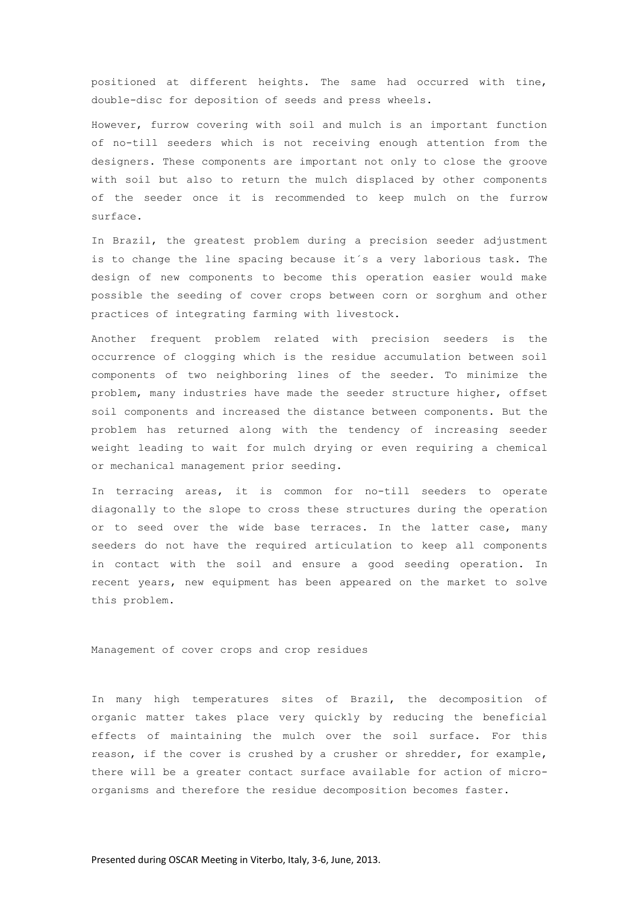positioned at different heights. The same had occurred with tine, double-disc for deposition of seeds and press wheels.

However, furrow covering with soil and mulch is an important function of no-till seeders which is not receiving enough attention from the designers. These components are important not only to close the groove with soil but also to return the mulch displaced by other components of the seeder once it is recommended to keep mulch on the furrow surface.

In Brazil, the greatest problem during a precision seeder adjustment is to change the line spacing because it´s a very laborious task. The design of new components to become this operation easier would make possible the seeding of cover crops between corn or sorghum and other practices of integrating farming with livestock.

Another frequent problem related with precision seeders is the occurrence of clogging which is the residue accumulation between soil components of two neighboring lines of the seeder. To minimize the problem, many industries have made the seeder structure higher, offset soil components and increased the distance between components. But the problem has returned along with the tendency of increasing seeder weight leading to wait for mulch drying or even requiring a chemical or mechanical management prior seeding.

In terracing areas, it is common for no-till seeders to operate diagonally to the slope to cross these structures during the operation or to seed over the wide base terraces. In the latter case, many seeders do not have the required articulation to keep all components in contact with the soil and ensure a good seeding operation. In recent years, new equipment has been appeared on the market to solve this problem.

## Management of cover crops and crop residues

In many high temperatures sites of Brazil, the decomposition of organic matter takes place very quickly by reducing the beneficial effects of maintaining the mulch over the soil surface. For this reason, if the cover is crushed by a crusher or shredder, for example, there will be a greater contact surface available for action of micro-organisms and therefore the residue decomposition becomes faster.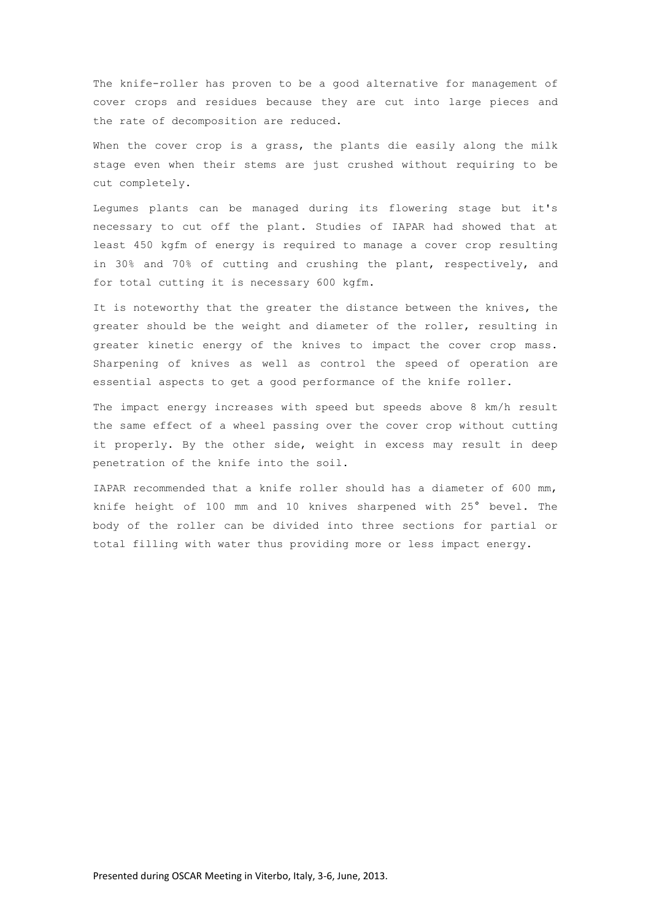The knife-roller has proven to be a good alternative for management of cover crops and residues because they are cut into large pieces and the rate of decomposition are reduced.

When the cover crop is a grass, the plants die easily along the milk stage even when their stems are just crushed without requiring to be cut completely.

Legumes plants can be managed during its flowering stage but it's necessary to cut off the plant. Studies of IAPAR had showed that at least 450 kgfm of energy is required to manage a cover crop resulting in 30% and 70% of cutting and crushing the plant, respectively, and for total cutting it is necessary 600 kgfm.

It is noteworthy that the greater the distance between the knives, the greater should be the weight and diameter of the roller, resulting in greater kinetic energy of the knives to impact the cover crop mass. Sharpening of knives as well as control the speed of operation are essential aspects to get a good performance of the knife roller.

The impact energy increases with speed but speeds above 8 km/h result the same effect of a wheel passing over the cover crop without cutting it properly. By the other side, weight in excess may result in deep penetration of the knife into the soil.

IAPAR recommended that a knife roller should has a diameter of 600 mm, knife height of 100 mm and 10 knives sharpened with 25° bevel. The body of the roller can be divided into three sections for partial or total filling with water thus providing more or less impact energy.

Presented during OSCAR Meeting in Viterbo, Italy, 3-6, June, 2013.